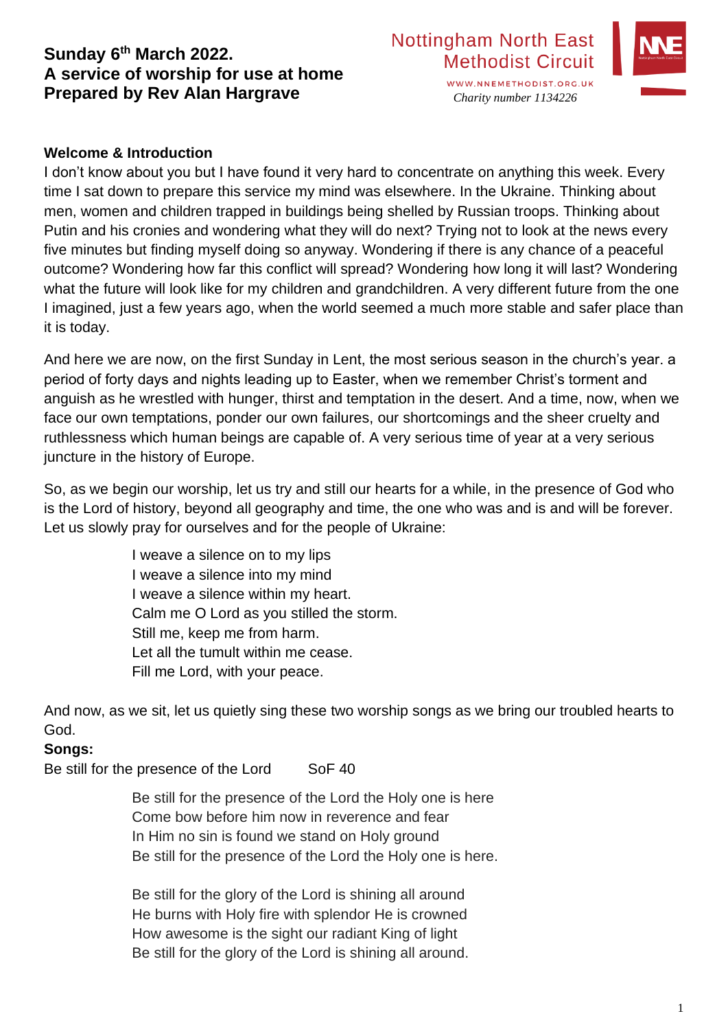**Sunday 6th March 2022.**
**A service of worship for use at home**
**Prepared by Rev Alan Hargrave**

Nottingham North East Methodist Circuit
WWW.NNEMETHODIST.ORG.UK
*Charity number 1134226*

**Welcome & Introduction**

I don't know about you but I have found it very hard to concentrate on anything this week. Every time I sat down to prepare this service my mind was elsewhere. In the Ukraine. Thinking about men, women and children trapped in buildings being shelled by Russian troops. Thinking about Putin and his cronies and wondering what they will do next? Trying not to look at the news every five minutes but finding myself doing so anyway. Wondering if there is any chance of a peaceful outcome? Wondering how far this conflict will spread? Wondering how long it will last? Wondering what the future will look like for my children and grandchildren. A very different future from the one I imagined, just a few years ago, when the world seemed a much more stable and safer place than it is today.

And here we are now, on the first Sunday in Lent, the most serious season in the church's year. a period of forty days and nights leading up to Easter, when we remember Christ's torment and anguish as he wrestled with hunger, thirst and temptation in the desert. And a time, now, when we face our own temptations, ponder our own failures, our shortcomings and the sheer cruelty and ruthlessness which human beings are capable of. A very serious time of year at a very serious juncture in the history of Europe.

So, as we begin our worship, let us try and still our hearts for a while, in the presence of God who is the Lord of history, beyond all geography and time, the one who was and is and will be forever. Let us slowly pray for ourselves and for the people of Ukraine:

I weave a silence on to my lips
I weave a silence into my mind
I weave a silence within my heart.
Calm me O Lord as you stilled the storm.
Still me, keep me from harm.
Let all the tumult within me cease.
Fill me Lord, with your peace.

And now, as we sit, let us quietly sing these two worship songs as we bring our troubled hearts to God.

**Songs:**

Be still for the presence of the Lord SoF 40

Be still for the presence of the Lord the Holy one is here
Come bow before him now in reverence and fear
In Him no sin is found we stand on Holy ground
Be still for the presence of the Lord the Holy one is here.

Be still for the glory of the Lord is shining all around
He burns with Holy fire with splendor He is crowned
How awesome is the sight our radiant King of light
Be still for the glory of the Lord is shining all around.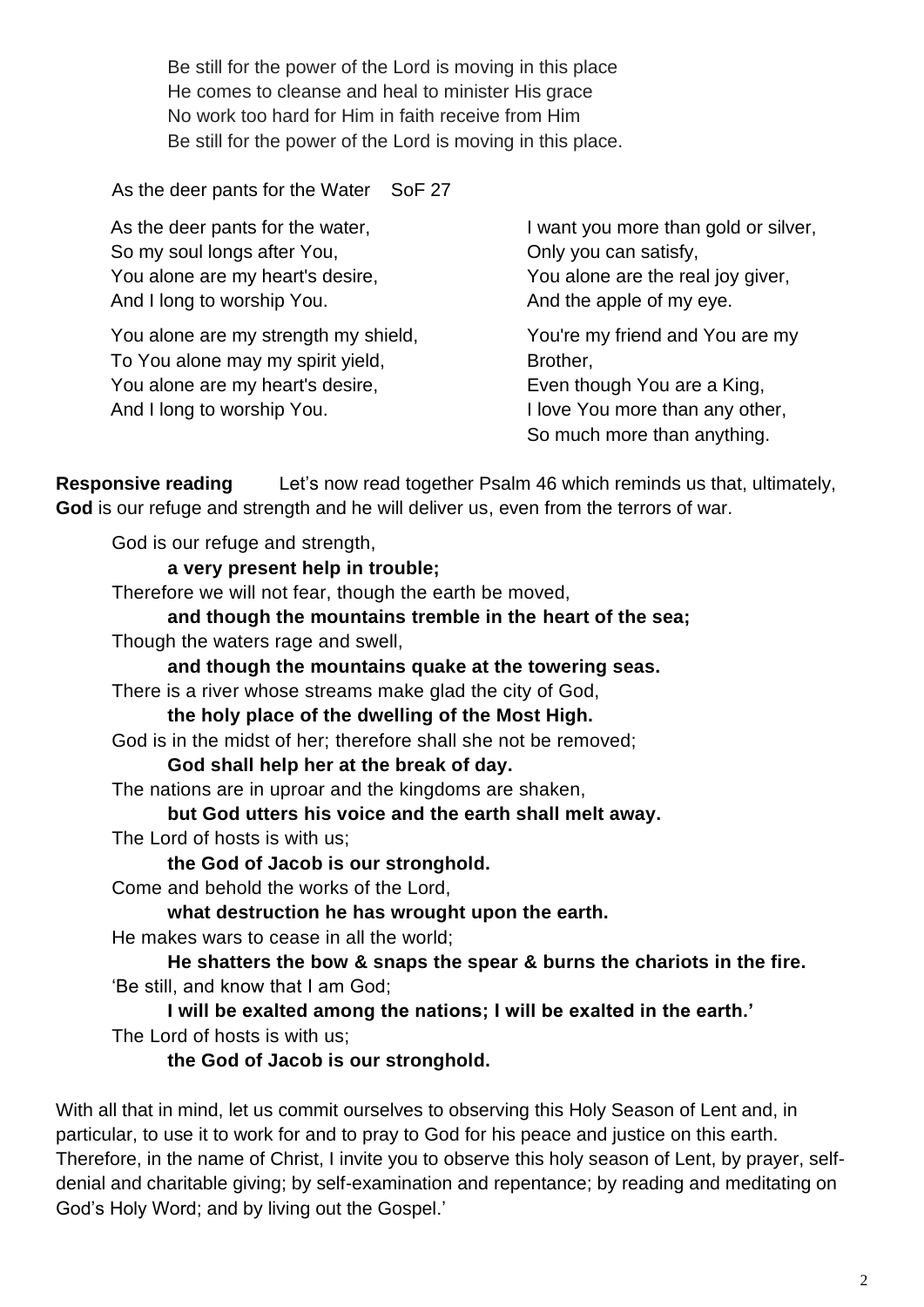Be still for the power of the Lord is moving in this place
He comes to cleanse and heal to minister His grace
No work too hard for Him in faith receive from Him
Be still for the power of the Lord is moving in this place.

As the deer pants for the Water SoF 27

As the deer pants for the water,
So my soul longs after You,
You alone are my heart's desire,
And I long to worship You.

You alone are my strength my shield,
To You alone may my spirit yield,
You alone are my heart's desire,
And I long to worship You.

I want you more than gold or silver,
Only you can satisfy,
You alone are the real joy giver,
And the apple of my eye.

You're my friend and You are my Brother,
Even though You are a King,
I love You more than any other,
So much more than anything.

**Responsive reading** Let's now read together Psalm 46 which reminds us that, ultimately, **God** is our refuge and strength and he will deliver us, even from the terrors of war.

God is our refuge and strength,
**a very present help in trouble;**
Therefore we will not fear, though the earth be moved,
**and though the mountains tremble in the heart of the sea;**
Though the waters rage and swell,
**and though the mountains quake at the towering seas.**
There is a river whose streams make glad the city of God,
**the holy place of the dwelling of the Most High.**
God is in the midst of her; therefore shall she not be removed;
**God shall help her at the break of day.**
The nations are in uproar and the kingdoms are shaken,
**but God utters his voice and the earth shall melt away.**
The Lord of hosts is with us;
**the God of Jacob is our stronghold.**
Come and behold the works of the Lord,
**what destruction he has wrought upon the earth.**
He makes wars to cease in all the world;
**He shatters the bow & snaps the spear & burns the chariots in the fire.**
'Be still, and know that I am God;
**I will be exalted among the nations; I will be exalted in the earth.'**
The Lord of hosts is with us;
**the God of Jacob is our stronghold.**

With all that in mind, let us commit ourselves to observing this Holy Season of Lent and, in particular, to use it to work for and to pray to God for his peace and justice on this earth. Therefore, in the name of Christ, I invite you to observe this holy season of Lent, by prayer, self-denial and charitable giving; by self-examination and repentance; by reading and meditating on God's Holy Word; and by living out the Gospel.'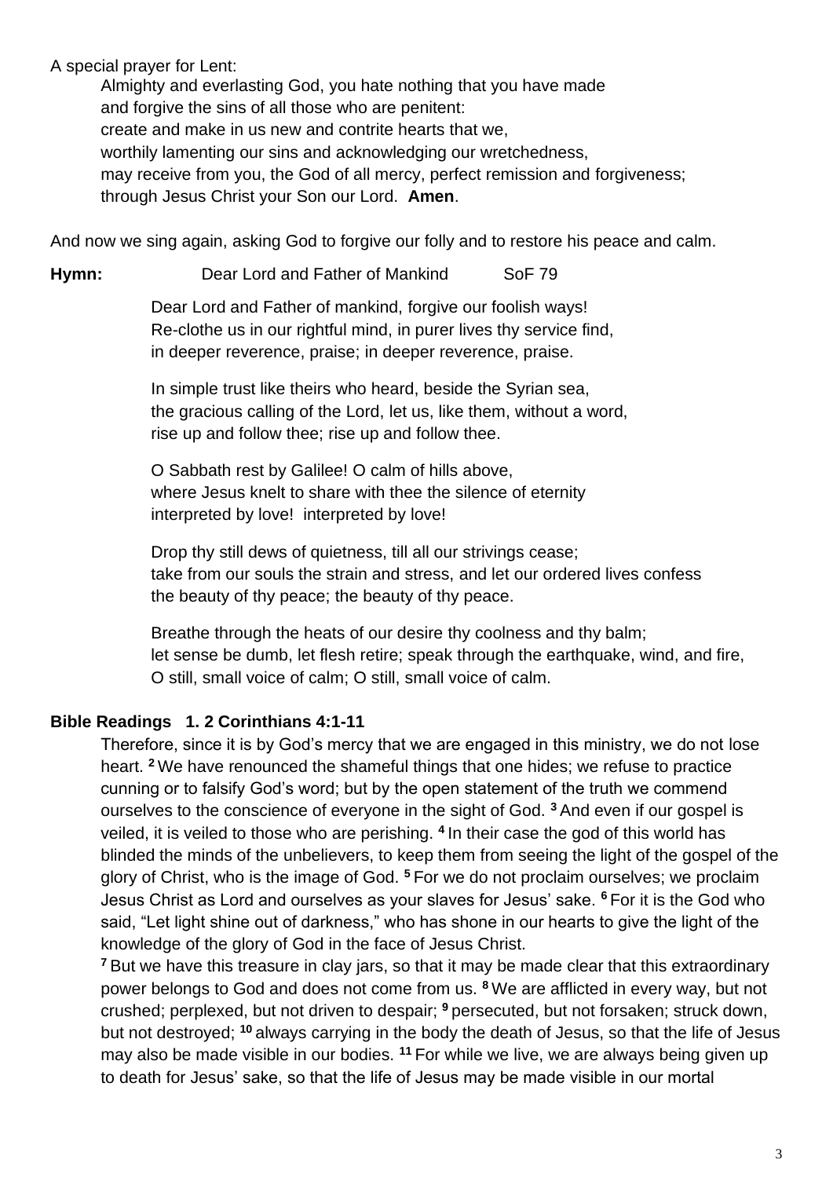A special prayer for Lent:

Almighty and everlasting God, you hate nothing that you have made
and forgive the sins of all those who are penitent:
create and make in us new and contrite hearts that we,
worthily lamenting our sins and acknowledging our wretchedness,
may receive from you, the God of all mercy, perfect remission and forgiveness;
through Jesus Christ your Son our Lord. **Amen**.

And now we sing again, asking God to forgive our folly and to restore his peace and calm.

**Hymn:** Dear Lord and Father of Mankind SoF 79

Dear Lord and Father of mankind, forgive our foolish ways!
Re-clothe us in our rightful mind, in purer lives thy service find,
in deeper reverence, praise; in deeper reverence, praise.

In simple trust like theirs who heard, beside the Syrian sea,
the gracious calling of the Lord, let us, like them, without a word,
rise up and follow thee; rise up and follow thee.

O Sabbath rest by Galilee! O calm of hills above,
where Jesus knelt to share with thee the silence of eternity
interpreted by love! interpreted by love!

Drop thy still dews of quietness, till all our strivings cease;
take from our souls the strain and stress, and let our ordered lives confess
the beauty of thy peace; the beauty of thy peace.

Breathe through the heats of our desire thy coolness and thy balm;
let sense be dumb, let flesh retire; speak through the earthquake, wind, and fire,
O still, small voice of calm; O still, small voice of calm.

**Bible Readings 1. 2 Corinthians 4:1-11**

Therefore, since it is by God's mercy that we are engaged in this ministry, we do not lose heart. **2** We have renounced the shameful things that one hides; we refuse to practice cunning or to falsify God's word; but by the open statement of the truth we commend ourselves to the conscience of everyone in the sight of God. **3** And even if our gospel is veiled, it is veiled to those who are perishing. **4** In their case the god of this world has blinded the minds of the unbelievers, to keep them from seeing the light of the gospel of the glory of Christ, who is the image of God. **5** For we do not proclaim ourselves; we proclaim Jesus Christ as Lord and ourselves as your slaves for Jesus' sake. **6** For it is the God who said, "Let light shine out of darkness," who has shone in our hearts to give the light of the knowledge of the glory of God in the face of Jesus Christ.

**7** But we have this treasure in clay jars, so that it may be made clear that this extraordinary power belongs to God and does not come from us. **8** We are afflicted in every way, but not crushed; perplexed, but not driven to despair; **9** persecuted, but not forsaken; struck down, but not destroyed; **10** always carrying in the body the death of Jesus, so that the life of Jesus may also be made visible in our bodies. **11** For while we live, we are always being given up to death for Jesus' sake, so that the life of Jesus may be made visible in our mortal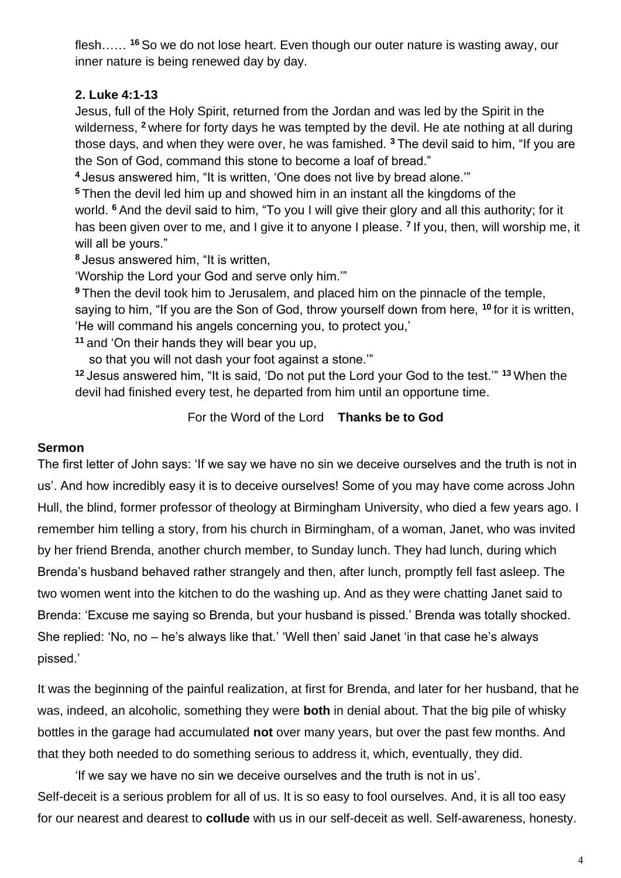flesh…… [16] So we do not lose heart. Even though our outer nature is wasting away, our inner nature is being renewed day by day.

**2. Luke 4:1-13**

Jesus, full of the Holy Spirit, returned from the Jordan and was led by the Spirit in the wilderness, [2] where for forty days he was tempted by the devil. He ate nothing at all during those days, and when they were over, he was famished. [3] The devil said to him, "If you are the Son of God, command this stone to become a loaf of bread."

[4] Jesus answered him, "It is written, 'One does not live by bread alone.'"

[5] Then the devil led him up and showed him in an instant all the kingdoms of the world. [6] And the devil said to him, "To you I will give their glory and all this authority; for it has been given over to me, and I give it to anyone I please. [7] If you, then, will worship me, it will all be yours."

[8] Jesus answered him, "It is written,
'Worship the Lord your God and serve only him.'"

[9] Then the devil took him to Jerusalem, and placed him on the pinnacle of the temple, saying to him, "If you are the Son of God, throw yourself down from here, [10] for it is written,
'He will command his angels concerning you, to protect you,'

[11] and 'On their hands they will bear you up,
so that you will not dash your foot against a stone.'"

[12] Jesus answered him, "It is said, 'Do not put the Lord your God to the test.'" [13] When the devil had finished every test, he departed from him until an opportune time.

For the Word of the Lord **Thanks be to God**

**Sermon**

The first letter of John says: 'If we say we have no sin we deceive ourselves and the truth is not in us'. And how incredibly easy it is to deceive ourselves! Some of you may have come across John Hull, the blind, former professor of theology at Birmingham University, who died a few years ago. I remember him telling a story, from his church in Birmingham, of a woman, Janet, who was invited by her friend Brenda, another church member, to Sunday lunch. They had lunch, during which Brenda's husband behaved rather strangely and then, after lunch, promptly fell fast asleep. The two women went into the kitchen to do the washing up. And as they were chatting Janet said to Brenda: 'Excuse me saying so Brenda, but your husband is pissed.' Brenda was totally shocked. She replied: 'No, no – he's always like that.' 'Well then' said Janet 'in that case he's always pissed.'

It was the beginning of the painful realization, at first for Brenda, and later for her husband, that he was, indeed, an alcoholic, something they were **both** in denial about. That the big pile of whisky bottles in the garage had accumulated **not** over many years, but over the past few months. And that they both needed to do something serious to address it, which, eventually, they did.

'If we say we have no sin we deceive ourselves and the truth is not in us'.

Self-deceit is a serious problem for all of us. It is so easy to fool ourselves. And, it is all too easy for our nearest and dearest to **collude** with us in our self-deceit as well. Self-awareness, honesty.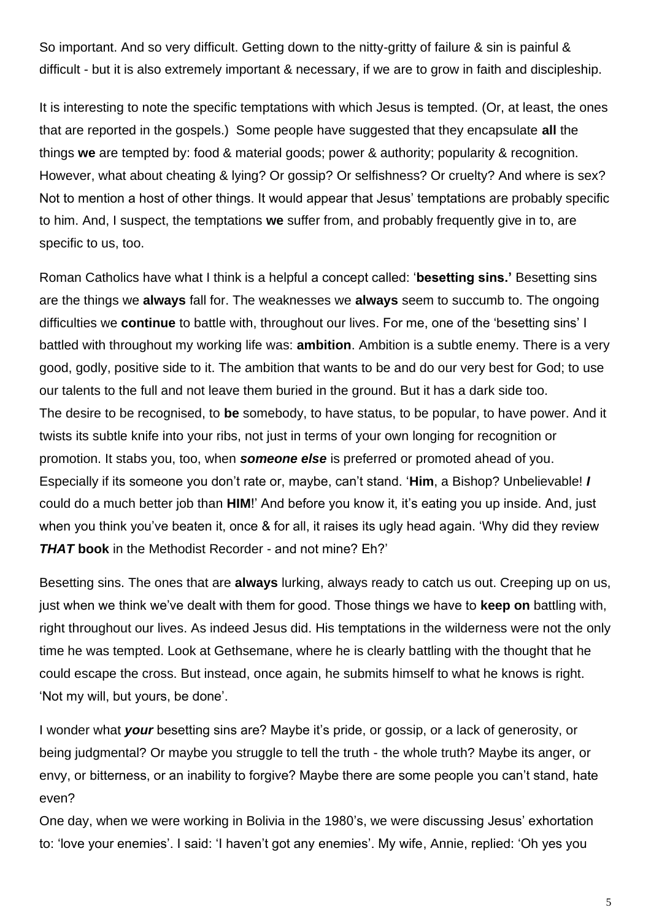So important. And so very difficult. Getting down to the nitty-gritty of failure & sin is painful & difficult - but it is also extremely important & necessary, if we are to grow in faith and discipleship.

It is interesting to note the specific temptations with which Jesus is tempted. (Or, at least, the ones that are reported in the gospels.) Some people have suggested that they encapsulate **all** the things **we** are tempted by: food & material goods; power & authority; popularity & recognition. However, what about cheating & lying? Or gossip? Or selfishness? Or cruelty? And where is sex? Not to mention a host of other things. It would appear that Jesus' temptations are probably specific to him. And, I suspect, the temptations **we** suffer from, and probably frequently give in to, are specific to us, too.

Roman Catholics have what I think is a helpful a concept called: '**besetting sins.'** Besetting sins are the things we **always** fall for. The weaknesses we **always** seem to succumb to. The ongoing difficulties we **continue** to battle with, throughout our lives. For me, one of the 'besetting sins' I battled with throughout my working life was: **ambition**. Ambition is a subtle enemy. There is a very good, godly, positive side to it. The ambition that wants to be and do our very best for God; to use our talents to the full and not leave them buried in the ground. But it has a dark side too. The desire to be recognised, to **be** somebody, to have status, to be popular, to have power. And it twists its subtle knife into your ribs, not just in terms of your own longing for recognition or promotion. It stabs you, too, when ***someone else*** is preferred or promoted ahead of you. Especially if its someone you don't rate or, maybe, can't stand. '**Him**, a Bishop? Unbelievable! ***I*** could do a much better job than **HIM**!' And before you know it, it's eating you up inside. And, just when you think you've beaten it, once & for all, it raises its ugly head again. 'Why did they review ***THAT*** **book** in the Methodist Recorder - and not mine? Eh?'

Besetting sins. The ones that are **always** lurking, always ready to catch us out. Creeping up on us, just when we think we've dealt with them for good. Those things we have to **keep on** battling with, right throughout our lives. As indeed Jesus did. His temptations in the wilderness were not the only time he was tempted. Look at Gethsemane, where he is clearly battling with the thought that he could escape the cross. But instead, once again, he submits himself to what he knows is right. 'Not my will, but yours, be done'.

I wonder what ***your*** besetting sins are? Maybe it's pride, or gossip, or a lack of generosity, or being judgmental? Or maybe you struggle to tell the truth - the whole truth? Maybe its anger, or envy, or bitterness, or an inability to forgive? Maybe there are some people you can't stand, hate even?

One day, when we were working in Bolivia in the 1980's, we were discussing Jesus' exhortation to: 'love your enemies'. I said: 'I haven't got any enemies'. My wife, Annie, replied: 'Oh yes you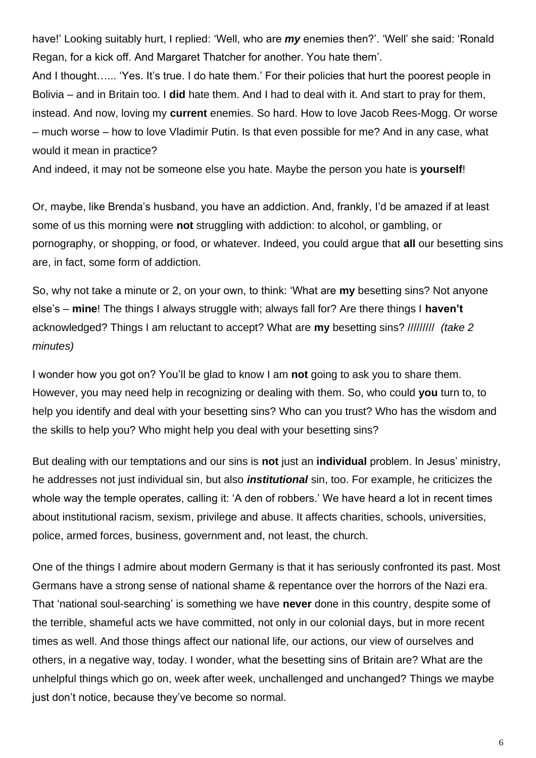have!' Looking suitably hurt, I replied: 'Well, who are ***my*** enemies then?'. 'Well' she said: 'Ronald Regan, for a kick off. And Margaret Thatcher for another. You hate them'.

And I thought…... 'Yes. It's true. I do hate them.' For their policies that hurt the poorest people in Bolivia – and in Britain too. I **did** hate them. And I had to deal with it. And start to pray for them, instead. And now, loving my **current** enemies. So hard. How to love Jacob Rees-Mogg. Or worse – much worse – how to love Vladimir Putin. Is that even possible for me? And in any case, what would it mean in practice?

And indeed, it may not be someone else you hate. Maybe the person you hate is **yourself**!

Or, maybe, like Brenda's husband, you have an addiction. And, frankly, I'd be amazed if at least some of us this morning were **not** struggling with addiction: to alcohol, or gambling, or pornography, or shopping, or food, or whatever. Indeed, you could argue that **all** our besetting sins are, in fact, some form of addiction.

So, why not take a minute or 2, on your own, to think: 'What are **my** besetting sins? Not anyone else's – **mine**! The things I always struggle with; always fall for? Are there things I **haven't** acknowledged? Things I am reluctant to accept? What are **my** besetting sins? ///////// *(take 2 minutes)*

I wonder how you got on? You'll be glad to know I am **not** going to ask you to share them. However, you may need help in recognizing or dealing with them. So, who could **you** turn to, to help you identify and deal with your besetting sins? Who can you trust? Who has the wisdom and the skills to help you? Who might help you deal with your besetting sins?

But dealing with our temptations and our sins is **not** just an **individual** problem. In Jesus' ministry, he addresses not just individual sin, but also ***institutional*** sin, too. For example, he criticizes the whole way the temple operates, calling it: 'A den of robbers.' We have heard a lot in recent times about institutional racism, sexism, privilege and abuse. It affects charities, schools, universities, police, armed forces, business, government and, not least, the church.

One of the things I admire about modern Germany is that it has seriously confronted its past. Most Germans have a strong sense of national shame & repentance over the horrors of the Nazi era. That 'national soul-searching' is something we have **never** done in this country, despite some of the terrible, shameful acts we have committed, not only in our colonial days, but in more recent times as well. And those things affect our national life, our actions, our view of ourselves and others, in a negative way, today. I wonder, what the besetting sins of Britain are? What are the unhelpful things which go on, week after week, unchallenged and unchanged? Things we maybe just don't notice, because they've become so normal.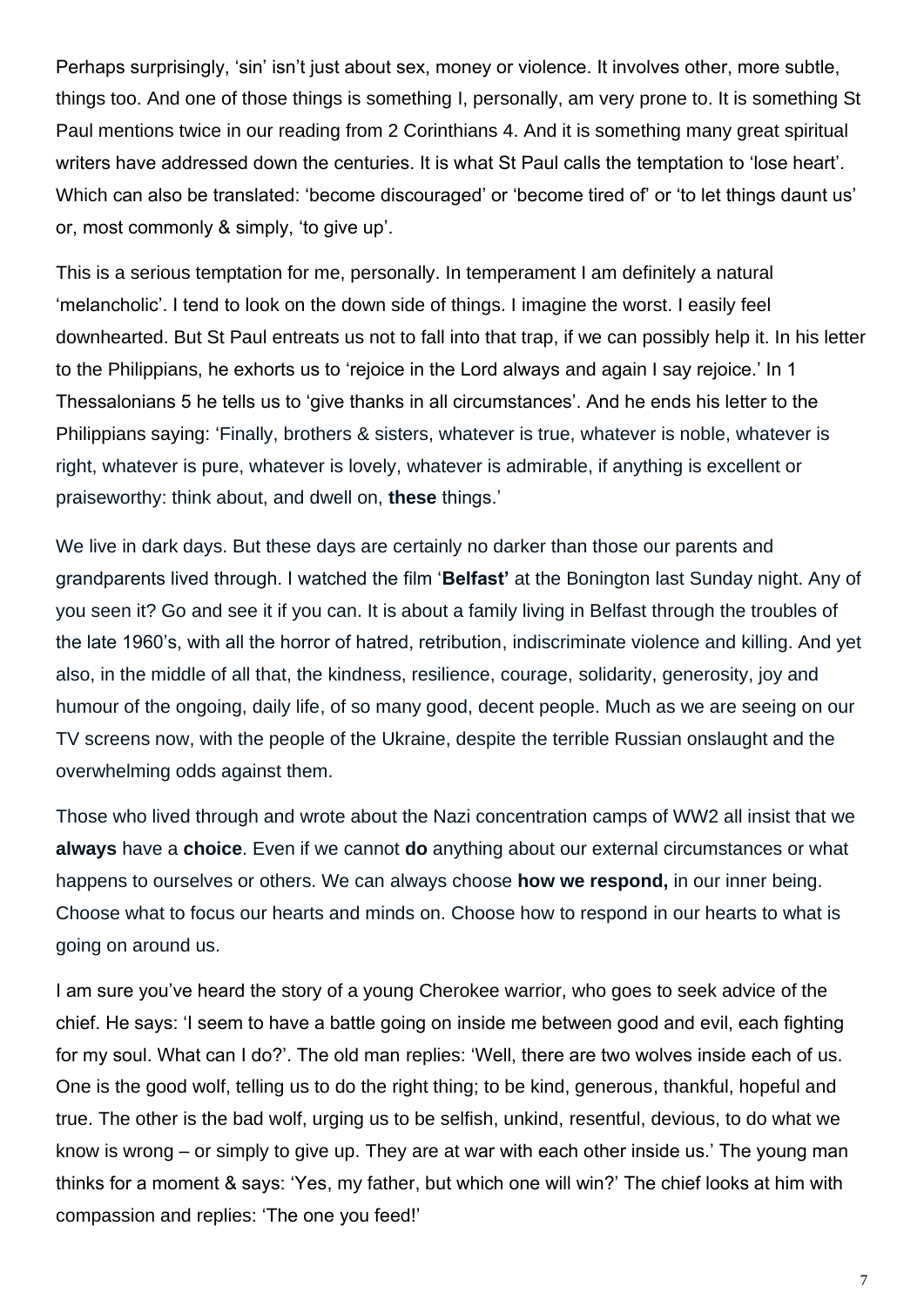Perhaps surprisingly, 'sin' isn't just about sex, money or violence. It involves other, more subtle, things too. And one of those things is something I, personally, am very prone to. It is something St Paul mentions twice in our reading from 2 Corinthians 4. And it is something many great spiritual writers have addressed down the centuries. It is what St Paul calls the temptation to 'lose heart'. Which can also be translated: 'become discouraged' or 'become tired of' or 'to let things daunt us' or, most commonly & simply, 'to give up'.

This is a serious temptation for me, personally. In temperament I am definitely a natural 'melancholic'. I tend to look on the down side of things. I imagine the worst. I easily feel downhearted. But St Paul entreats us not to fall into that trap, if we can possibly help it. In his letter to the Philippians, he exhorts us to 'rejoice in the Lord always and again I say rejoice.' In 1 Thessalonians 5 he tells us to 'give thanks in all circumstances'. And he ends his letter to the Philippians saying: 'Finally, brothers & sisters, whatever is true, whatever is noble, whatever is right, whatever is pure, whatever is lovely, whatever is admirable, if anything is excellent or praiseworthy: think about, and dwell on, **these** things.'

We live in dark days. But these days are certainly no darker than those our parents and grandparents lived through. I watched the film '**Belfast'** at the Bonington last Sunday night. Any of you seen it? Go and see it if you can. It is about a family living in Belfast through the troubles of the late 1960's, with all the horror of hatred, retribution, indiscriminate violence and killing. And yet also, in the middle of all that, the kindness, resilience, courage, solidarity, generosity, joy and humour of the ongoing, daily life, of so many good, decent people. Much as we are seeing on our TV screens now, with the people of the Ukraine, despite the terrible Russian onslaught and the overwhelming odds against them.

Those who lived through and wrote about the Nazi concentration camps of WW2 all insist that we **always** have a **choice**. Even if we cannot **do** anything about our external circumstances or what happens to ourselves or others. We can always choose **how we respond,** in our inner being. Choose what to focus our hearts and minds on. Choose how to respond in our hearts to what is going on around us.

I am sure you've heard the story of a young Cherokee warrior, who goes to seek advice of the chief. He says: 'I seem to have a battle going on inside me between good and evil, each fighting for my soul. What can I do?'. The old man replies: 'Well, there are two wolves inside each of us. One is the good wolf, telling us to do the right thing; to be kind, generous, thankful, hopeful and true. The other is the bad wolf, urging us to be selfish, unkind, resentful, devious, to do what we know is wrong – or simply to give up. They are at war with each other inside us.' The young man thinks for a moment & says: 'Yes, my father, but which one will win?' The chief looks at him with compassion and replies: 'The one you feed!'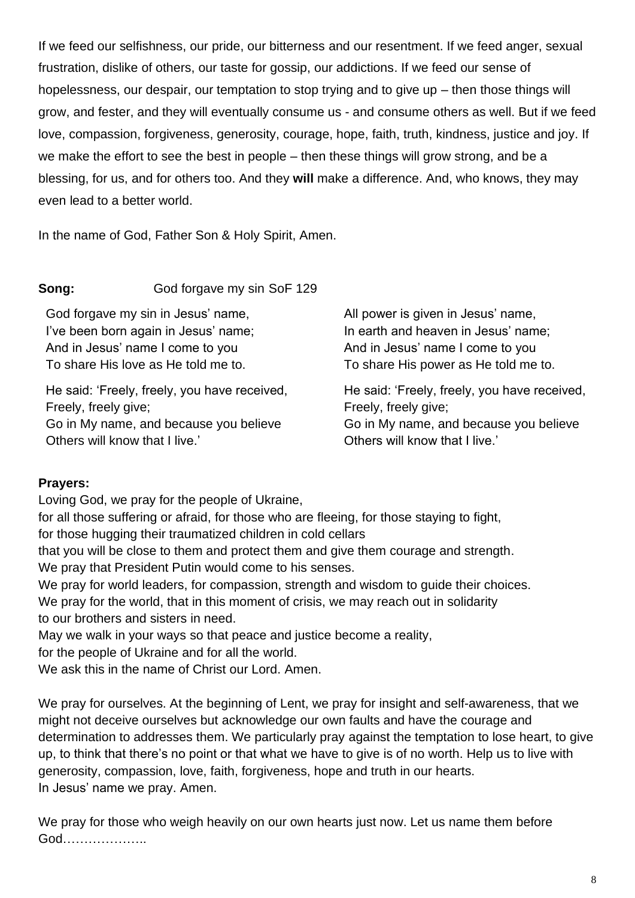If we feed our selfishness, our pride, our bitterness and our resentment. If we feed anger, sexual frustration, dislike of others, our taste for gossip, our addictions. If we feed our sense of hopelessness, our despair, our temptation to stop trying and to give up – then those things will grow, and fester, and they will eventually consume us - and consume others as well. But if we feed love, compassion, forgiveness, generosity, courage, hope, faith, truth, kindness, justice and joy. If we make the effort to see the best in people – then these things will grow strong, and be a blessing, for us, and for others too. And they **will** make a difference. And, who knows, they may even lead to a better world.

In the name of God, Father Son & Holy Spirit, Amen.

**Song:** God forgave my sin SoF 129

God forgave my sin in Jesus' name,
I've been born again in Jesus' name;
And in Jesus' name I come to you
To share His love as He told me to.

He said: 'Freely, freely, you have received,
Freely, freely give;
Go in My name, and because you believe
Others will know that I live.'

All power is given in Jesus' name,
In earth and heaven in Jesus' name;
And in Jesus' name I come to you
To share His power as He told me to.

He said: 'Freely, freely, you have received,
Freely, freely give;
Go in My name, and because you believe
Others will know that I live.'

**Prayers:**

Loving God, we pray for the people of Ukraine,
for all those suffering or afraid, for those who are fleeing, for those staying to fight,
for those hugging their traumatized children in cold cellars
that you will be close to them and protect them and give them courage and strength.
We pray that President Putin would come to his senses.
We pray for world leaders, for compassion, strength and wisdom to guide their choices.
We pray for the world, that in this moment of crisis, we may reach out in solidarity
to our brothers and sisters in need.
May we walk in your ways so that peace and justice become a reality,
for the people of Ukraine and for all the world.
We ask this in the name of Christ our Lord. Amen.

We pray for ourselves. At the beginning of Lent, we pray for insight and self-awareness, that we might not deceive ourselves but acknowledge our own faults and have the courage and determination to addresses them. We particularly pray against the temptation to lose heart, to give up, to think that there's no point or that what we have to give is of no worth. Help us to live with generosity, compassion, love, faith, forgiveness, hope and truth in our hearts.
In Jesus' name we pray. Amen.

We pray for those who weigh heavily on our own hearts just now. Let us name them before God………………..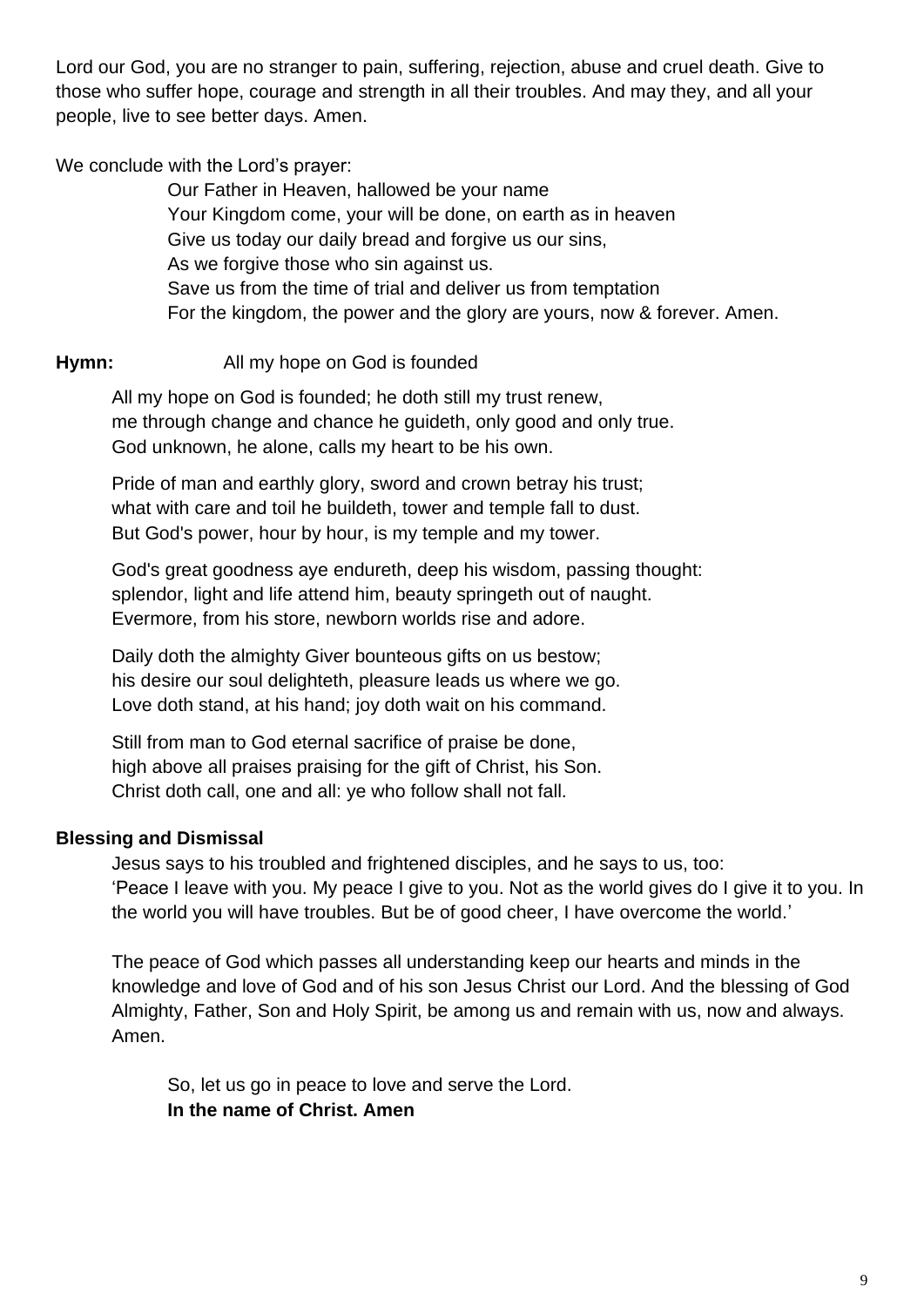Lord our God, you are no stranger to pain, suffering, rejection, abuse and cruel death. Give to those who suffer hope, courage and strength in all their troubles. And may they, and all your people, live to see better days. Amen.

We conclude with the Lord's prayer:

> Our Father in Heaven, hallowed be your name
> Your Kingdom come, your will be done, on earth as in heaven
> Give us today our daily bread and forgive us our sins,
> As we forgive those who sin against us.
> Save us from the time of trial and deliver us from temptation
> For the kingdom, the power and the glory are yours, now & forever. Amen.

**Hymn:** All my hope on God is founded

> All my hope on God is founded; he doth still my trust renew,
> me through change and chance he guideth, only good and only true.
> God unknown, he alone, calls my heart to be his own.
>
> Pride of man and earthly glory, sword and crown betray his trust;
> what with care and toil he buildeth, tower and temple fall to dust.
> But God's power, hour by hour, is my temple and my tower.
>
> God's great goodness aye endureth, deep his wisdom, passing thought:
> splendor, light and life attend him, beauty springeth out of naught.
> Evermore, from his store, newborn worlds rise and adore.
>
> Daily doth the almighty Giver bounteous gifts on us bestow;
> his desire our soul delighteth, pleasure leads us where we go.
> Love doth stand, at his hand; joy doth wait on his command.
>
> Still from man to God eternal sacrifice of praise be done,
> high above all praises praising for the gift of Christ, his Son.
> Christ doth call, one and all: ye who follow shall not fall.

**Blessing and Dismissal**

Jesus says to his troubled and frightened disciples, and he says to us, too:
'Peace I leave with you. My peace I give to you. Not as the world gives do I give it to you. In the world you will have troubles. But be of good cheer, I have overcome the world.'

The peace of God which passes all understanding keep our hearts and minds in the knowledge and love of God and of his son Jesus Christ our Lord. And the blessing of God Almighty, Father, Son and Holy Spirit, be among us and remain with us, now and always. Amen.

> So, let us go in peace to love and serve the Lord.
> **In the name of Christ. Amen**